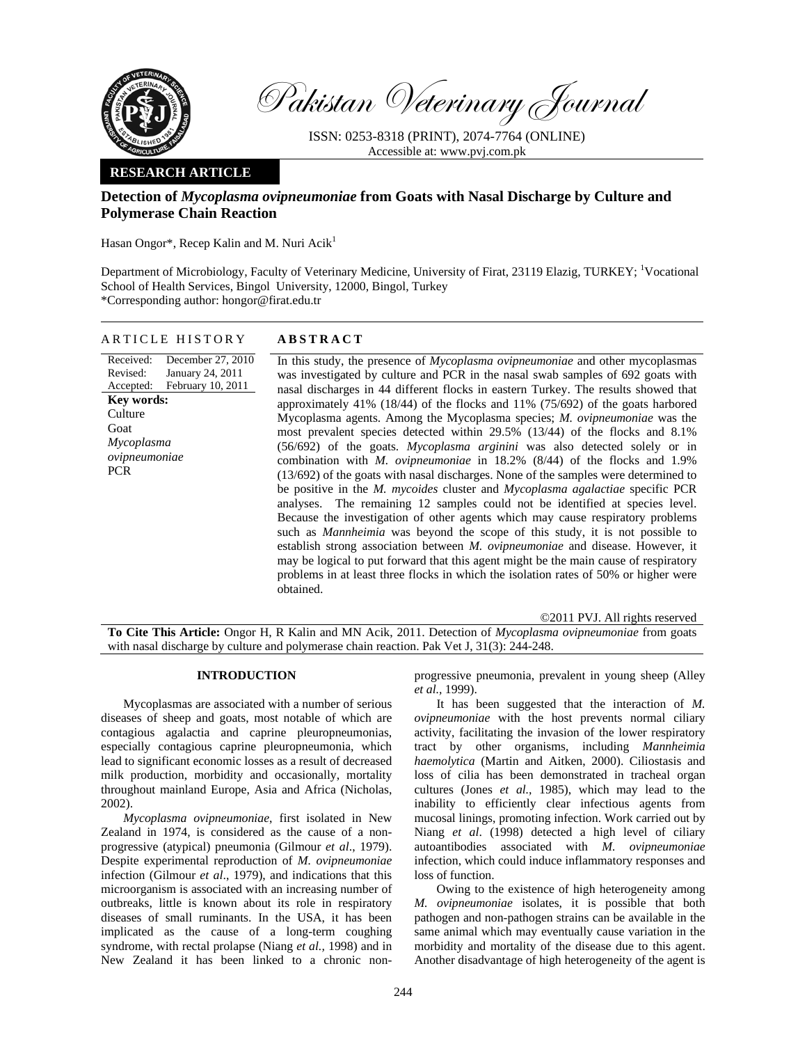Pakistan Veterinary Journal

ISSN: 0253-8318 (PRINT), 2074-7764 (ONLINE)
Accessible at: www.pvj.com.pk

**RESEARCH ARTICLE**

# Detection of *Mycoplasma ovipneumoniae* from Goats with Nasal Discharge by Culture and Polymerase Chain Reaction

Hasan Ongor*, Recep Kalin and M. Nuri Acik[1]

Department of Microbiology, Faculty of Veterinary Medicine, University of Firat, 23119 Elazig, TURKEY; [1]Vocational School of Health Services, Bingol University, 12000, Bingol, Turkey
*Corresponding author: hongor@firat.edu.tr

## ARTICLE HISTORY

Received: December 27, 2010
Revised: January 24, 2011
Accepted: February 10, 2011

**Key words:**
Culture
Goat
*Mycoplasma ovipneumoniae*
PCR

## ABSTRACT

In this study, the presence of *Mycoplasma ovipneumoniae* and other mycoplasmas was investigated by culture and PCR in the nasal swab samples of 692 goats with nasal discharges in 44 different flocks in eastern Turkey. The results showed that approximately 41% (18/44) of the flocks and 11% (75/692) of the goats harbored Mycoplasma agents. Among the Mycoplasma species; *M. ovipneumoniae* was the most prevalent species detected within 29.5% (13/44) of the flocks and 8.1% (56/692) of the goats. *Mycoplasma arginini* was also detected solely or in combination with *M. ovipneumoniae* in 18.2% (8/44) of the flocks and 1.9% (13/692) of the goats with nasal discharges. None of the samples were determined to be positive in the *M. mycoides* cluster and *Mycoplasma agalactiae* specific PCR analyses. The remaining 12 samples could not be identified at species level. Because the investigation of other agents which may cause respiratory problems such as *Mannheimia* was beyond the scope of this study, it is not possible to establish strong association between *M. ovipneumoniae* and disease. However, it may be logical to put forward that this agent might be the main cause of respiratory problems in at least three flocks in which the isolation rates of 50% or higher were obtained.

©2011 PVJ. All rights reserved

**To Cite This Article:** Ongor H, R Kalin and MN Acik, 2011. Detection of *Mycoplasma ovipneumoniae* from goats with nasal discharge by culture and polymerase chain reaction. Pak Vet J, 31(3): 244-248.

## INTRODUCTION

Mycoplasmas are associated with a number of serious diseases of sheep and goats, most notable of which are contagious agalactia and caprine pleuropneumonias, especially contagious caprine pleuropneumonia, which lead to significant economic losses as a result of decreased milk production, morbidity and occasionally, mortality throughout mainland Europe, Asia and Africa (Nicholas, 2002).

*Mycoplasma ovipneumoniae*, first isolated in New Zealand in 1974, is considered as the cause of a non-progressive (atypical) pneumonia (Gilmour *et al*., 1979). Despite experimental reproduction of *M. ovipneumoniae* infection (Gilmour *et al*., 1979), and indications that this microorganism is associated with an increasing number of outbreaks, little is known about its role in respiratory diseases of small ruminants. In the USA, it has been implicated as the cause of a long-term coughing syndrome, with rectal prolapse (Niang *et al.,* 1998) and in New Zealand it has been linked to a chronic non-progressive pneumonia, prevalent in young sheep (Alley *et al.,* 1999).

It has been suggested that the interaction of *M. ovipneumoniae* with the host prevents normal ciliary activity, facilitating the invasion of the lower respiratory tract by other organisms, including *Mannheimia haemolytica* (Martin and Aitken, 2000). Ciliostasis and loss of cilia has been demonstrated in tracheal organ cultures (Jones *et al.,* 1985), which may lead to the inability to efficiently clear infectious agents from mucosal linings, promoting infection. Work carried out by Niang *et al*. (1998) detected a high level of ciliary autoantibodies associated with *M. ovipneumoniae* infection, which could induce inflammatory responses and loss of function.

Owing to the existence of high heterogeneity among *M. ovipneumoniae* isolates, it is possible that both pathogen and non-pathogen strains can be available in the same animal which may eventually cause variation in the morbidity and mortality of the disease due to this agent. Another disadvantage of high heterogeneity of the agent is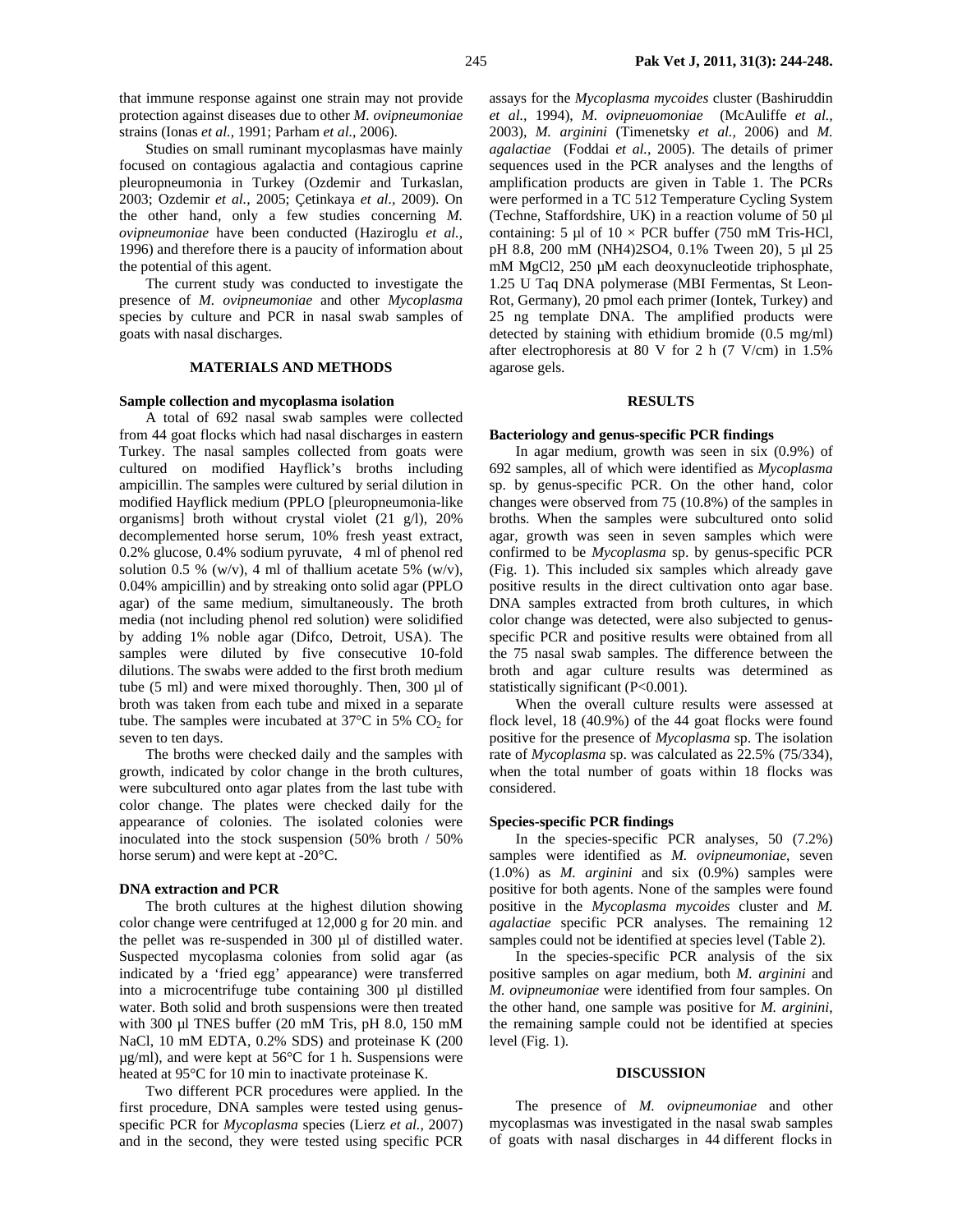that immune response against one strain may not provide protection against diseases due to other *M. ovipneumoniae* strains (Ionas *et al.,* 1991; Parham *et al.,* 2006).

Studies on small ruminant mycoplasmas have mainly focused on contagious agalactia and contagious caprine pleuropneumonia in Turkey (Ozdemir and Turkaslan, 2003; Ozdemir *et al.,* 2005; Çetinkaya *et al*., 2009). On the other hand, only a few studies concerning *M. ovipneumoniae* have been conducted (Haziroglu *et al.,* 1996) and therefore there is a paucity of information about the potential of this agent.

The current study was conducted to investigate the presence of *M. ovipneumoniae* and other *Mycoplasma* species by culture and PCR in nasal swab samples of goats with nasal discharges.

## MATERIALS AND METHODS

### Sample collection and mycoplasma isolation

A total of 692 nasal swab samples were collected from 44 goat flocks which had nasal discharges in eastern Turkey. The nasal samples collected from goats were cultured on modified Hayflick's broths including ampicillin. The samples were cultured by serial dilution in modified Hayflick medium (PPLO [pleuropneumonia-like organisms] broth without crystal violet (21 g/l), 20% decomplemented horse serum, 10% fresh yeast extract, 0.2% glucose, 0.4% sodium pyruvate, 4 ml of phenol red solution 0.5 % (w/v), 4 ml of thallium acetate 5% (w/v), 0.04% ampicillin) and by streaking onto solid agar (PPLO agar) of the same medium, simultaneously. The broth media (not including phenol red solution) were solidified by adding 1% noble agar (Difco, Detroit, USA). The samples were diluted by five consecutive 10-fold dilutions. The swabs were added to the first broth medium tube (5 ml) and were mixed thoroughly. Then, 300 µl of broth was taken from each tube and mixed in a separate tube. The samples were incubated at 37°C in 5% $CO_2$ for seven to ten days.

The broths were checked daily and the samples with growth, indicated by color change in the broth cultures, were subcultured onto agar plates from the last tube with color change. The plates were checked daily for the appearance of colonies. The isolated colonies were inoculated into the stock suspension (50% broth / 50% horse serum) and were kept at -20°C.

### DNA extraction and PCR

The broth cultures at the highest dilution showing color change were centrifuged at 12,000 g for 20 min. and the pellet was re-suspended in 300 µl of distilled water. Suspected mycoplasma colonies from solid agar (as indicated by a 'fried egg' appearance) were transferred into a microcentrifuge tube containing 300 µl distilled water. Both solid and broth suspensions were then treated with 300 µl TNES buffer (20 mM Tris, pH 8.0, 150 mM NaCl, 10 mM EDTA, 0.2% SDS) and proteinase K (200 µg/ml), and were kept at 56°C for 1 h. Suspensions were heated at 95°C for 10 min to inactivate proteinase K.

Two different PCR procedures were applied. In the first procedure, DNA samples were tested using genus-specific PCR for *Mycoplasma* species (Lierz *et al.,* 2007) and in the second, they were tested using specific PCR assays for the *Mycoplasma mycoides* cluster (Bashiruddin *et al.,* 1994), *M. ovipneuomoniae* (McAuliffe *et al.,* 2003), *M. arginini* (Timenetsky *et al.,* 2006) and *M. agalactiae* (Foddai *et al.,* 2005). The details of primer sequences used in the PCR analyses and the lengths of amplification products are given in Table 1. The PCRs were performed in a TC 512 Temperature Cycling System (Techne, Staffordshire, UK) in a reaction volume of 50 µl containing: 5 µl of 10 × PCR buffer (750 mM Tris-HCl, pH 8.8, 200 mM (NH4)2SO4, 0.1% Tween 20), 5 µl 25 mM MgCl2, 250 µM each deoxynucleotide triphosphate, 1.25 U Taq DNA polymerase (MBI Fermentas, St Leon-Rot, Germany), 20 pmol each primer (Iontek, Turkey) and 25 ng template DNA. The amplified products were detected by staining with ethidium bromide (0.5 mg/ml) after electrophoresis at 80 V for 2 h (7 V/cm) in 1.5% agarose gels.

## RESULTS

### Bacteriology and genus-specific PCR findings

In agar medium, growth was seen in six (0.9%) of 692 samples, all of which were identified as *Mycoplasma* sp. by genus-specific PCR. On the other hand, color changes were observed from 75 (10.8%) of the samples in broths. When the samples were subcultured onto solid agar, growth was seen in seven samples which were confirmed to be *Mycoplasma* sp. by genus-specific PCR (Fig. 1). This included six samples which already gave positive results in the direct cultivation onto agar base. DNA samples extracted from broth cultures, in which color change was detected, were also subjected to genus-specific PCR and positive results were obtained from all the 75 nasal swab samples. The difference between the broth and agar culture results was determined as statistically significant ($P<0.001$).

When the overall culture results were assessed at flock level, 18 (40.9%) of the 44 goat flocks were found positive for the presence of *Mycoplasma* sp. The isolation rate of *Mycoplasma* sp. was calculated as 22.5% (75/334), when the total number of goats within 18 flocks was considered.

### Species-specific PCR findings

In the species-specific PCR analyses, 50 (7.2%) samples were identified as *M. ovipneumoniae*, seven (1.0%) as *M. arginini* and six (0.9%) samples were positive for both agents. None of the samples were found positive in the *Mycoplasma mycoides* cluster and *M. agalactiae* specific PCR analyses. The remaining 12 samples could not be identified at species level (Table 2).

In the species-specific PCR analysis of the six positive samples on agar medium, both *M. arginini* and *M. ovipneumoniae* were identified from four samples. On the other hand, one sample was positive for *M. arginini*, the remaining sample could not be identified at species level (Fig. 1).

## DISCUSSION

The presence of *M. ovipneumoniae* and other mycoplasmas was investigated in the nasal swab samples of goats with nasal discharges in 44 different flocks in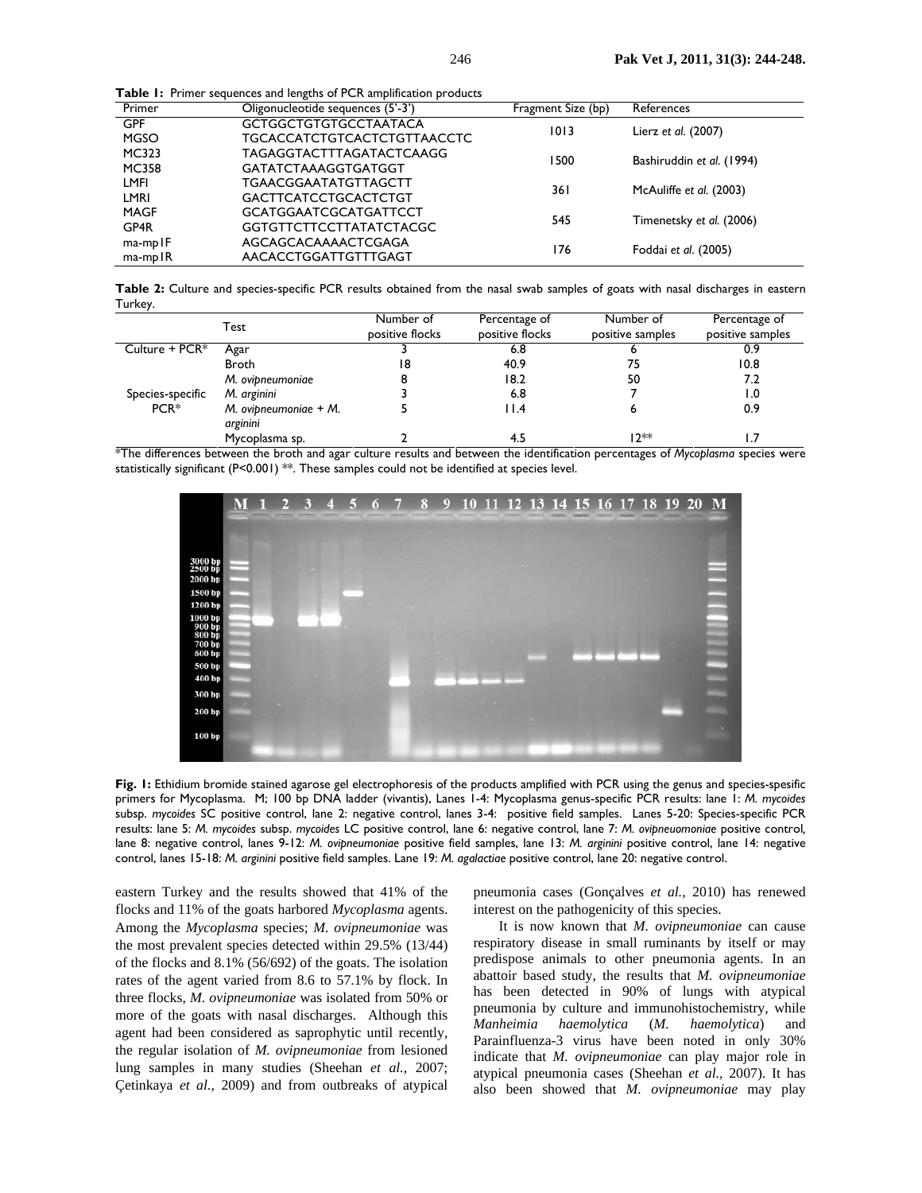**Table 1:** Primer sequences and lengths of PCR amplification products

| Primer | Oligonucleotide sequences (5'-3') | Fragment Size (bp) | References |
|---|---|---|---|
| GPF | GCTGGCTGTGTGCCTAATACA | 1013 | Lierz *et al.* (2007) |
| MGSO | TGCACCATCTGTCACTCTGTTAACCTC | | |
| MC323 | TAGAGGTACTTTAGATACTCAAGG | 1500 | Bashiruddin *et al.* (1994) |
| MC358 | GATATCTAAAGGTGATGGT | | |
| LMFI | TGAACGGAATATGTTAGCTT | 361 | McAuliffe *et al.* (2003) |
| LMRI | GACTTCATCCTGCACTCTGT | | |
| MAGF | GCATGGAATCGCATGATTCCT | 545 | Timenetsky *et al.* (2006) |
| GP4R | GGTGTTCTTCCTTATATCTACGC | | |
| ma-mp1F | AGCAGCACAAAACTCGAGA | 176 | Foddai *et al.* (2005) |
| ma-mp1R | AACACCTGGATTGTTTGAGT | | |

**Table 2:** Culture and species-specific PCR results obtained from the nasal swab samples of goats with nasal discharges in eastern Turkey.

| Test | | Number of positive flocks | Percentage of positive flocks | Number of positive samples | Percentage of positive samples |
|---|---|---|---|---|---|
| Culture + PCR* | Agar | 3 | 6.8 | 6 | 0.9 |
| | Broth | 18 | 40.9 | 75 | 10.8 |
| Species-specific PCR* | *M. ovipneumoniae* | 8 | 18.2 | 50 | 7.2 |
| | *M. arginini* | 3 | 6.8 | 7 | 1.0 |
| | *M. ovipneumoniae + M. arginini* | 5 | 11.4 | 6 | 0.9 |
| | Mycoplasma sp. | 2 | 4.5 | 12** | 1.7 |

*The differences between the broth and agar culture results and between the identification percentages of *Mycoplasma* species were statistically significant (P<0.001) **. These samples could not be identified at species level.

**Fig. 1:** Ethidium bromide stained agarose gel electrophoresis of the products amplified with PCR using the genus and species-spesific primers for Mycoplasma. M; 100 bp DNA ladder (vivantis), Lanes 1-4: Mycoplasma genus-specific PCR results: lane 1: *M. mycoides* subsp. *mycoides* SC positive control, lane 2: negative control, lanes 3-4: positive field samples. Lanes 5-20: Species-specific PCR results: lane 5: *M. mycoides* subsp. *mycoides* LC positive control, lane 6: negative control, lane 7: *M. ovipneuomoniae* positive control, lane 8: negative control, lanes 9-12: *M. ovipneumoniae* positive field samples, lane 13: *M. arginini* positive control, lane 14: negative control, lanes 15-18: *M. arginini* positive field samples. Lane 19: *M. agalactiae* positive control, lane 20: negative control.

eastern Turkey and the results showed that 41% of the flocks and 11% of the goats harbored *Mycoplasma* agents. Among the *Mycoplasma* species; *M. ovipneumoniae* was the most prevalent species detected within 29.5% (13/44) of the flocks and 8.1% (56/692) of the goats. The isolation rates of the agent varied from 8.6 to 57.1% by flock. In three flocks, *M. ovipneumoniae* was isolated from 50% or more of the goats with nasal discharges. Although this agent had been considered as saprophytic until recently, the regular isolation of *M. ovipneumoniae* from lesioned lung samples in many studies (Sheehan *et al.,* 2007; Çetinkaya *et al.,* 2009) and from outbreaks of atypical pneumonia cases (Gonçalves *et al.,* 2010) has renewed interest on the pathogenicity of this species.

It is now known that *M. ovipneumoniae* can cause respiratory disease in small ruminants by itself or may predispose animals to other pneumonia agents. In an abattoir based study, the results that *M. ovipneumoniae* has been detected in 90% of lungs with atypical pneumonia by culture and immunohistochemistry, while *Manheimia haemolytica* (*M. haemolytica*) and Parainfluenza-3 virus have been noted in only 30% indicate that *M. ovipneumoniae* can play major role in atypical pneumonia cases (Sheehan *et al.,* 2007). It has also been showed that *M. ovipneumoniae* may play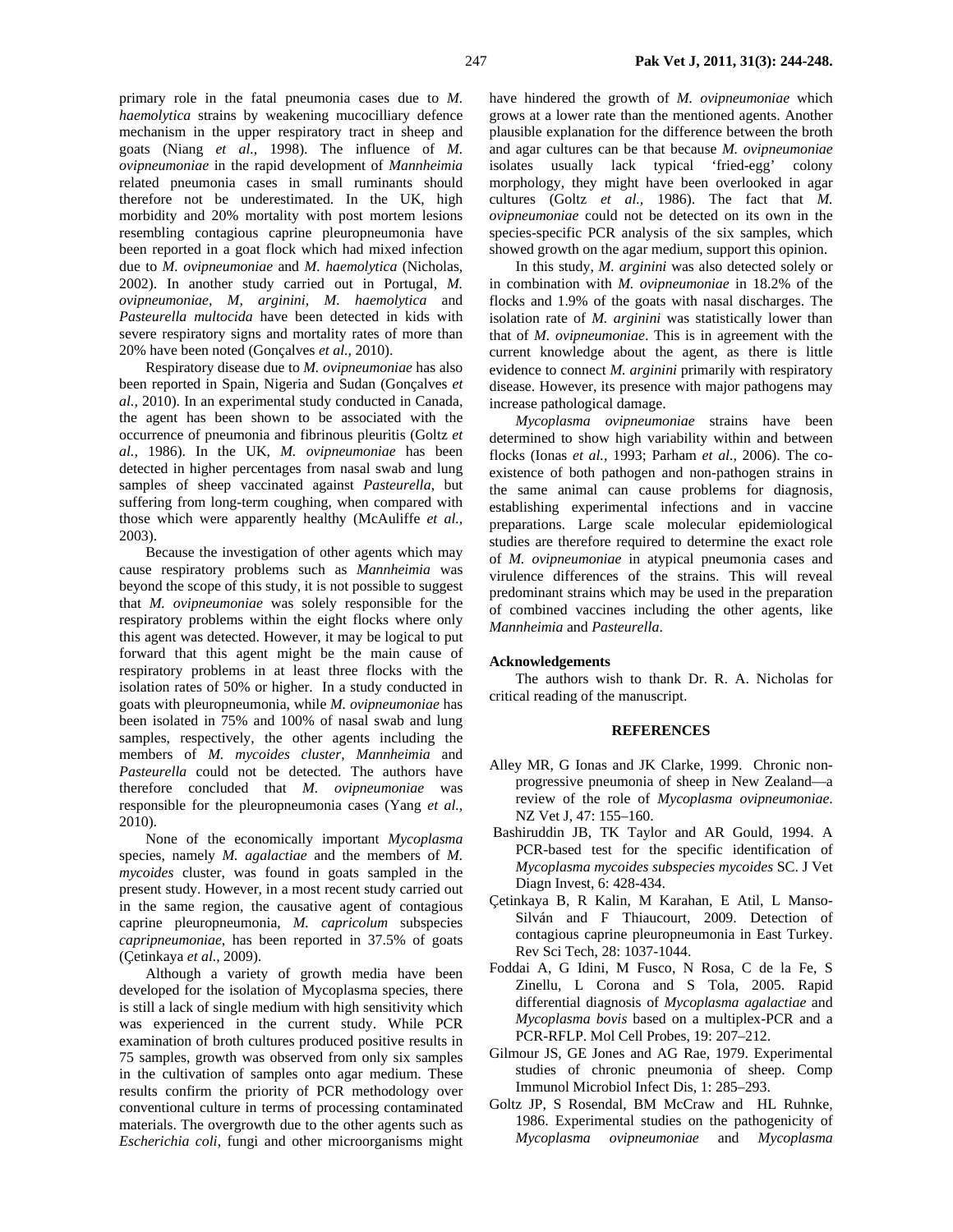primary role in the fatal pneumonia cases due to *M. haemolytica* strains by weakening mucocilliary defence mechanism in the upper respiratory tract in sheep and goats (Niang *et al.,* 1998). The influence of *M. ovipneumoniae* in the rapid development of *Mannheimia* related pneumonia cases in small ruminants should therefore not be underestimated. In the UK, high morbidity and 20% mortality with post mortem lesions resembling contagious caprine pleuropneumonia have been reported in a goat flock which had mixed infection due to *M. ovipneumoniae* and *M. haemolytica* (Nicholas, 2002). In another study carried out in Portugal, *M. ovipneumoniae, M, arginini, M. haemolytica* and *Pasteurella multocida* have been detected in kids with severe respiratory signs and mortality rates of more than 20% have been noted (Gonçalves *et al.,* 2010).

Respiratory disease due to *M. ovipneumoniae* has also been reported in Spain, Nigeria and Sudan (Gonçalves *et al.,* 2010). In an experimental study conducted in Canada, the agent has been shown to be associated with the occurrence of pneumonia and fibrinous pleuritis (Goltz *et al.,* 1986). In the UK, *M. ovipneumoniae* has been detected in higher percentages from nasal swab and lung samples of sheep vaccinated against *Pasteurella*, but suffering from long-term coughing, when compared with those which were apparently healthy (McAuliffe *et al.,* 2003).

Because the investigation of other agents which may cause respiratory problems such as *Mannheimia* was beyond the scope of this study, it is not possible to suggest that *M. ovipneumoniae* was solely responsible for the respiratory problems within the eight flocks where only this agent was detected. However, it may be logical to put forward that this agent might be the main cause of respiratory problems in at least three flocks with the isolation rates of 50% or higher. In a study conducted in goats with pleuropneumonia, while *M. ovipneumoniae* has been isolated in 75% and 100% of nasal swab and lung samples, respectively, the other agents including the members of *M. mycoides cluster*, *Mannheimia* and *Pasteurella* could not be detected. The authors have therefore concluded that *M. ovipneumoniae* was responsible for the pleuropneumonia cases (Yang *et al.,* 2010).

None of the economically important *Mycoplasma* species, namely *M. agalactiae* and the members of *M. mycoides* cluster, was found in goats sampled in the present study. However, in a most recent study carried out in the same region, the causative agent of contagious caprine pleuropneumonia, *M. capricolum* subspecies *capripneumoniae*, has been reported in 37.5% of goats (Çetinkaya *et al.,* 2009).

Although a variety of growth media have been developed for the isolation of Mycoplasma species, there is still a lack of single medium with high sensitivity which was experienced in the current study. While PCR examination of broth cultures produced positive results in 75 samples, growth was observed from only six samples in the cultivation of samples onto agar medium. These results confirm the priority of PCR methodology over conventional culture in terms of processing contaminated materials. The overgrowth due to the other agents such as *Escherichia coli*, fungi and other microorganisms might have hindered the growth of *M. ovipneumoniae* which grows at a lower rate than the mentioned agents. Another plausible explanation for the difference between the broth and agar cultures can be that because *M. ovipneumoniae* isolates usually lack typical 'fried-egg' colony morphology, they might have been overlooked in agar cultures (Goltz *et al.,* 1986). The fact that *M. ovipneumoniae* could not be detected on its own in the species-specific PCR analysis of the six samples, which showed growth on the agar medium, support this opinion.

In this study, *M. arginini* was also detected solely or in combination with *M. ovipneumoniae* in 18.2% of the flocks and 1.9% of the goats with nasal discharges. The isolation rate of *M. arginini* was statistically lower than that of *M. ovipneumoniae*. This is in agreement with the current knowledge about the agent, as there is little evidence to connect *M. arginini* primarily with respiratory disease. However, its presence with major pathogens may increase pathological damage.

*Mycoplasma ovipneumoniae* strains have been determined to show high variability within and between flocks (Ionas *et al.,* 1993; Parham *et al.,* 2006). The co-existence of both pathogen and non-pathogen strains in the same animal can cause problems for diagnosis, establishing experimental infections and in vaccine preparations. Large scale molecular epidemiological studies are therefore required to determine the exact role of *M. ovipneumoniae* in atypical pneumonia cases and virulence differences of the strains. This will reveal predominant strains which may be used in the preparation of combined vaccines including the other agents, like *Mannheimia* and *Pasteurella*.

**Acknowledgements**

The authors wish to thank Dr. R. A. Nicholas for critical reading of the manuscript.

## REFERENCES

Alley MR, G Ionas and JK Clarke, 1999. Chronic non-progressive pneumonia of sheep in New Zealand—a review of the role of *Mycoplasma ovipneumoniae*. NZ Vet J, 47: 155–160.

Bashiruddin JB, TK Taylor and AR Gould, 1994. A PCR-based test for the specific identification of *Mycoplasma mycoides subspecies mycoides* SC. J Vet Diagn Invest, 6: 428-434.

Çetinkaya B, R Kalin, M Karahan, E Atil, L Manso-Silván and F Thiaucourt, 2009. Detection of contagious caprine pleuropneumonia in East Turkey. Rev Sci Tech, 28: 1037-1044.

Foddai A, G Idini, M Fusco, N Rosa, C de la Fe, S Zinellu, L Corona and S Tola, 2005. Rapid differential diagnosis of *Mycoplasma agalactiae* and *Mycoplasma bovis* based on a multiplex-PCR and a PCR-RFLP. Mol Cell Probes, 19: 207–212.

Gilmour JS, GE Jones and AG Rae, 1979. Experimental studies of chronic pneumonia of sheep. Comp Immunol Microbiol Infect Dis, 1: 285–293.

Goltz JP, S Rosendal, BM McCraw and HL Ruhnke, 1986. Experimental studies on the pathogenicity of *Mycoplasma ovipneumoniae* and *Mycoplasma*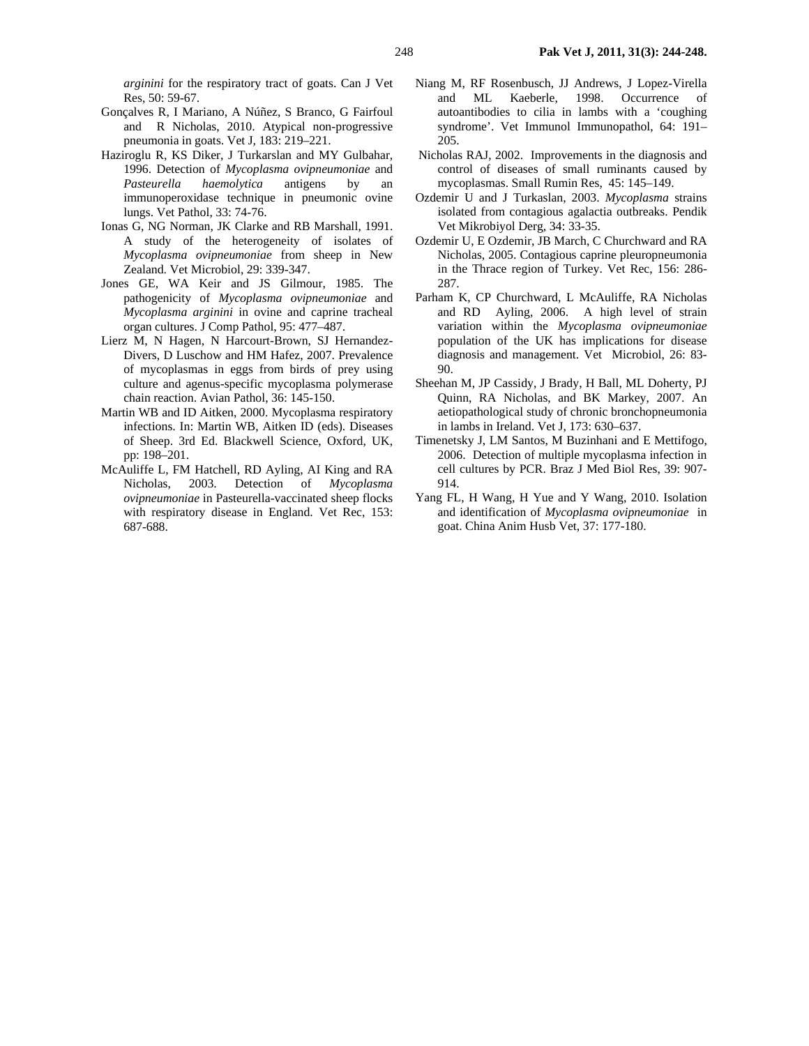*arginini* for the respiratory tract of goats. Can J Vet Res, 50: 59-67.

Gonçalves R, I Mariano, A Núñez, S Branco, G Fairfoul and R Nicholas, 2010. Atypical non-progressive pneumonia in goats. Vet J, 183: 219–221.

Haziroglu R, KS Diker, J Turkarslan and MY Gulbahar, 1996. Detection of *Mycoplasma ovipneumoniae* and *Pasteurella haemolytica* antigens by an immunoperoxidase technique in pneumonic ovine lungs. Vet Pathol, 33: 74-76.

Ionas G, NG Norman, JK Clarke and RB Marshall, 1991. A study of the heterogeneity of isolates of *Mycoplasma ovipneumoniae* from sheep in New Zealand. Vet Microbiol, 29: 339-347.

Jones GE, WA Keir and JS Gilmour, 1985. The pathogenicity of *Mycoplasma ovipneumoniae* and *Mycoplasma arginini* in ovine and caprine tracheal organ cultures. J Comp Pathol, 95: 477–487.

Lierz M, N Hagen, N Harcourt-Brown, SJ Hernandez-Divers, D Luschow and HM Hafez, 2007. Prevalence of mycoplasmas in eggs from birds of prey using culture and agenus-specific mycoplasma polymerase chain reaction. Avian Pathol, 36: 145-150.

Martin WB and ID Aitken, 2000. Mycoplasma respiratory infections. In: Martin WB, Aitken ID (eds). Diseases of Sheep. 3rd Ed. Blackwell Science, Oxford, UK, pp: 198–201.

McAuliffe L, FM Hatchell, RD Ayling, AI King and RA Nicholas, 2003. Detection of *Mycoplasma ovipneumoniae* in Pasteurella-vaccinated sheep flocks with respiratory disease in England. Vet Rec, 153: 687-688.

Niang M, RF Rosenbusch, JJ Andrews, J Lopez-Virella and ML Kaeberle, 1998. Occurrence of autoantibodies to cilia in lambs with a 'coughing syndrome'. Vet Immunol Immunopathol, 64: 191–205.

Nicholas RAJ, 2002. Improvements in the diagnosis and control of diseases of small ruminants caused by mycoplasmas. Small Rumin Res, 45: 145–149.

Ozdemir U and J Turkaslan, 2003. *Mycoplasma* strains isolated from contagious agalactia outbreaks. Pendik Vet Mikrobiyol Derg, 34: 33-35.

Ozdemir U, E Ozdemir, JB March, C Churchward and RA Nicholas, 2005. Contagious caprine pleuropneumonia in the Thrace region of Turkey. Vet Rec, 156: 286-287.

Parham K, CP Churchward, L McAuliffe, RA Nicholas and RD Ayling, 2006. A high level of strain variation within the *Mycoplasma ovipneumoniae* population of the UK has implications for disease diagnosis and management. Vet Microbiol, 26: 83-90.

Sheehan M, JP Cassidy, J Brady, H Ball, ML Doherty, PJ Quinn, RA Nicholas, and BK Markey, 2007. An aetiopathological study of chronic bronchopneumonia in lambs in Ireland. Vet J, 173: 630–637.

Timenetsky J, LM Santos, M Buzinhani and E Mettifogo, 2006. Detection of multiple mycoplasma infection in cell cultures by PCR. Braz J Med Biol Res, 39: 907-914.

Yang FL, H Wang, H Yue and Y Wang, 2010. Isolation and identification of *Mycoplasma ovipneumoniae* in goat. China Anim Husb Vet, 37: 177-180.